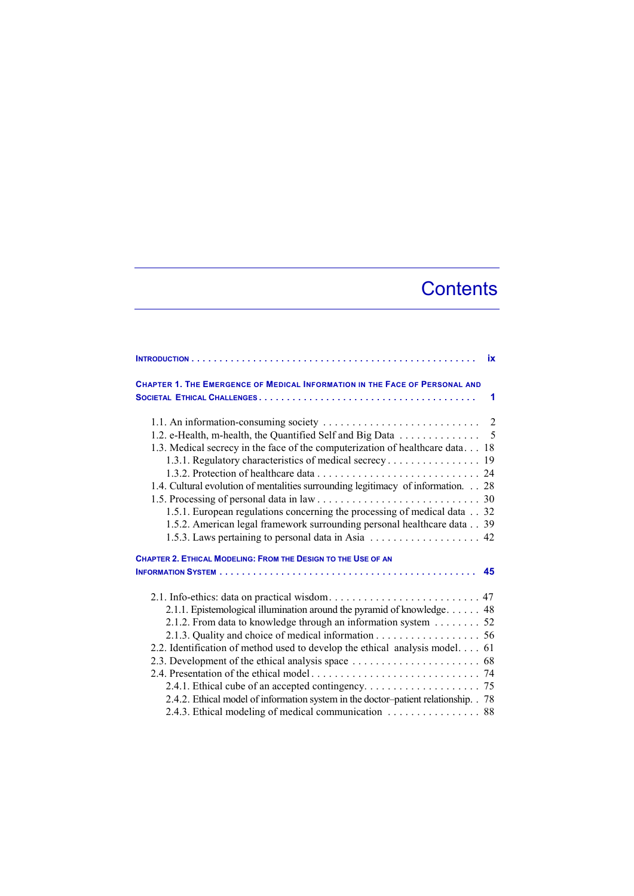# Contents

INTRODUCTION . . . . . . . . . . . . . . . . . . . . . . . . . . . . . . . . . . . . . . . . . . . . . . . . ix

CHAPTER 1. THE EMERGENCE OF MEDICAL INFORMATION IN THE FACE OF PERSONAL AND SOCIETAL ETHICAL CHALLENGES . . . . . . . . . . . . . . . . . . . . . . . . . . . . . . . . . . . . 1

1.1. An information-consuming society . . . . . . . . . . . . . . . . . . . . . . . . . . . 2
1.2. e-Health, m-health, the Quantified Self and Big Data . . . . . . . . . . . . . 5
1.3. Medical secrecy in the face of the computerization of healthcare data . . . 18
1.3.1. Regulatory characteristics of medical secrecy . . . . . . . . . . . . . . . . 19
1.3.2. Protection of healthcare data . . . . . . . . . . . . . . . . . . . . . . . . . . . . 24
1.4. Cultural evolution of mentalities surrounding legitimacy of information. . . 28
1.5. Processing of personal data in law . . . . . . . . . . . . . . . . . . . . . . . . . . . 30
1.5.1. European regulations concerning the processing of medical data . . 32
1.5.2. American legal framework surrounding personal healthcare data . . 39
1.5.3. Laws pertaining to personal data in Asia . . . . . . . . . . . . . . . . . . . 42

CHAPTER 2. ETHICAL MODELING: FROM THE DESIGN TO THE USE OF AN INFORMATION SYSTEM . . . . . . . . . . . . . . . . . . . . . . . . . . . . . . . . . . . . . . . . . . . . . 45

2.1. Info-ethics: data on practical wisdom . . . . . . . . . . . . . . . . . . . . . . . . . 47
2.1.1. Epistemological illumination around the pyramid of knowledge . . . . . . 48
2.1.2. From data to knowledge through an information system . . . . . . . . 52
2.1.3. Quality and choice of medical information . . . . . . . . . . . . . . . . . . 56
2.2. Identification of method used to develop the ethical analysis model . . . . 61
2.3. Development of the ethical analysis space . . . . . . . . . . . . . . . . . . . . . . 68
2.4. Presentation of the ethical model . . . . . . . . . . . . . . . . . . . . . . . . . . . . 74
2.4.1. Ethical cube of an accepted contingency . . . . . . . . . . . . . . . . . . . . 75
2.4.2. Ethical model of information system in the doctor–patient relationship . . 78
2.4.3. Ethical modeling of medical communication . . . . . . . . . . . . . . . . 88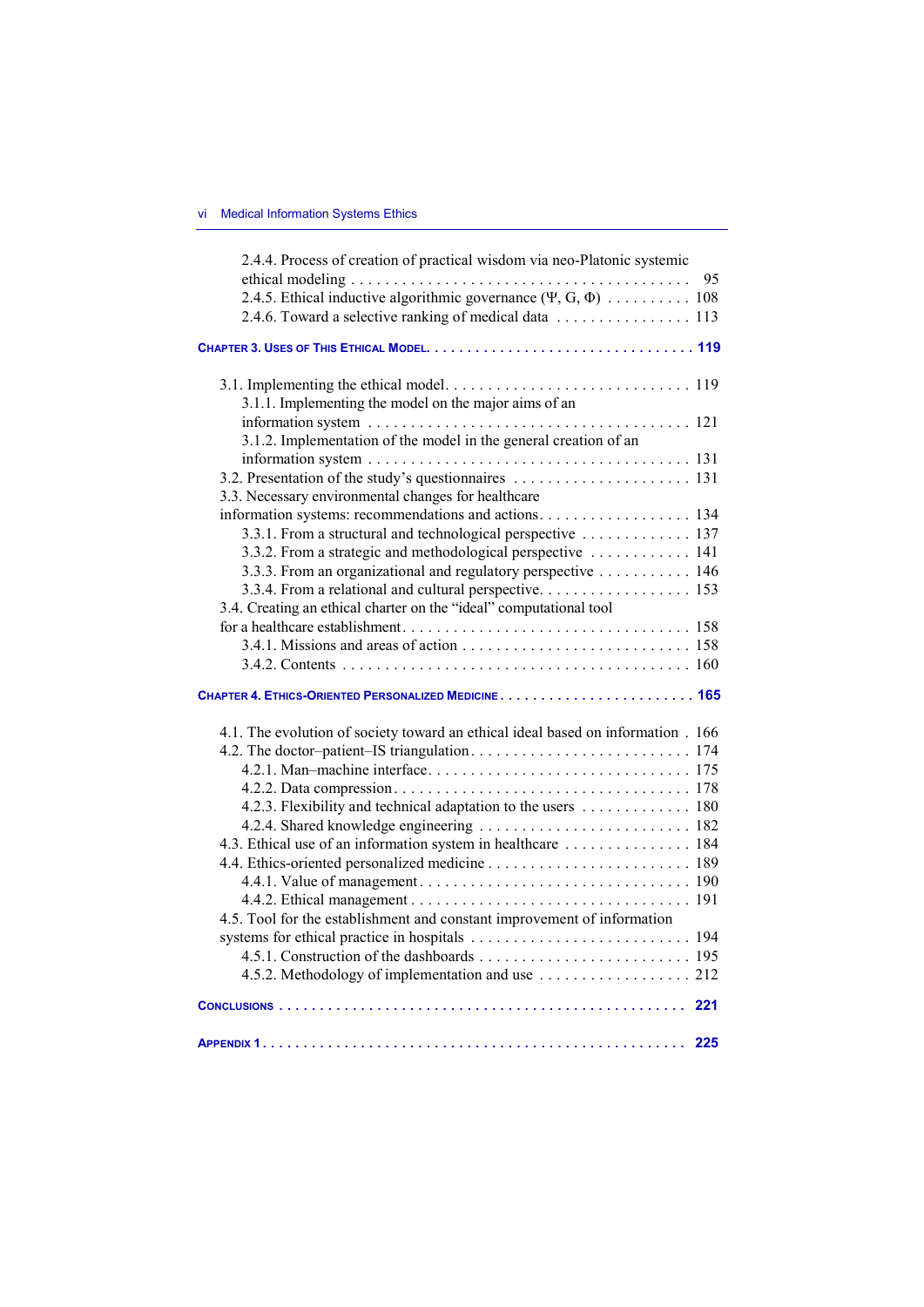2.4.4. Process of creation of practical wisdom via neo-Platonic systemic ethical modeling . . . . . . . . . . . . . . . . . . . . . . . . . . . . . . . . . . . . . . . 95
2.4.5. Ethical inductive algorithmic governance (Ψ, G, Φ) . . . . . . . . . . 108
2.4.6. Toward a selective ranking of medical data . . . . . . . . . . . . . . . . 113

**CHAPTER 3. USES OF THIS ETHICAL MODEL. . . . . . . . . . . . . . . . . . . . . . . . . . . . . . . . 119**

3.1. Implementing the ethical model. . . . . . . . . . . . . . . . . . . . . . . . . . . . 119
3.1.1. Implementing the model on the major aims of an information system . . . . . . . . . . . . . . . . . . . . . . . . . . . . . . . . . . . . . . . 121
3.1.2. Implementation of the model in the general creation of an information system . . . . . . . . . . . . . . . . . . . . . . . . . . . . . . . . . . . . . . 131
3.2. Presentation of the study’s questionnaires . . . . . . . . . . . . . . . . . . . . . 131
3.3. Necessary environmental changes for healthcare information systems: recommendations and actions. . . . . . . . . . . . . . . . . . 134
3.3.1. From a structural and technological perspective . . . . . . . . . . . . . 137
3.3.2. From a strategic and methodological perspective . . . . . . . . . . . . 141
3.3.3. From an organizational and regulatory perspective . . . . . . . . . . . 146
3.3.4. From a relational and cultural perspective. . . . . . . . . . . . . . . . . . . 153
3.4. Creating an ethical charter on the “ideal” computational tool for a healthcare establishment. . . . . . . . . . . . . . . . . . . . . . . . . . . . . . . . . . 158
3.4.1. Missions and areas of action . . . . . . . . . . . . . . . . . . . . . . . . . . 158
3.4.2. Contents . . . . . . . . . . . . . . . . . . . . . . . . . . . . . . . . . . . . . . . 160

**CHAPTER 4. ETHICS-ORIENTED PERSONALIZED MEDICINE . . . . . . . . . . . . . . . . . . . . . . . . 165**

4.1. The evolution of society toward an ethical ideal based on information . 166
4.2. The doctor–patient–IS triangulation . . . . . . . . . . . . . . . . . . . . . . . . . 174
4.2.1. Man–machine interface. . . . . . . . . . . . . . . . . . . . . . . . . . . . . . . 175
4.2.2. Data compression . . . . . . . . . . . . . . . . . . . . . . . . . . . . . . . . . 178
4.2.3. Flexibility and technical adaptation to the users . . . . . . . . . . . . . 180
4.2.4. Shared knowledge engineering . . . . . . . . . . . . . . . . . . . . . . . . . 182
4.3. Ethical use of an information system in healthcare . . . . . . . . . . . . . . . 184
4.4. Ethics-oriented personalized medicine . . . . . . . . . . . . . . . . . . . . . . . . 189
4.4.1. Value of management . . . . . . . . . . . . . . . . . . . . . . . . . . . . . . . 190
4.4.2. Ethical management . . . . . . . . . . . . . . . . . . . . . . . . . . . . . . . . 191
4.5. Tool for the establishment and constant improvement of information systems for ethical practice in hospitals . . . . . . . . . . . . . . . . . . . . . . . . 194
4.5.1. Construction of the dashboards . . . . . . . . . . . . . . . . . . . . . . . . . 195
4.5.2. Methodology of implementation and use . . . . . . . . . . . . . . . . . . 212

**CONCLUSIONS . . . . . . . . . . . . . . . . . . . . . . . . . . . . . . . . . . . . . . . . . . . . . . . . . 221**

**APPENDIX 1 . . . . . . . . . . . . . . . . . . . . . . . . . . . . . . . . . . . . . . . . . . . . . . . . . . 225**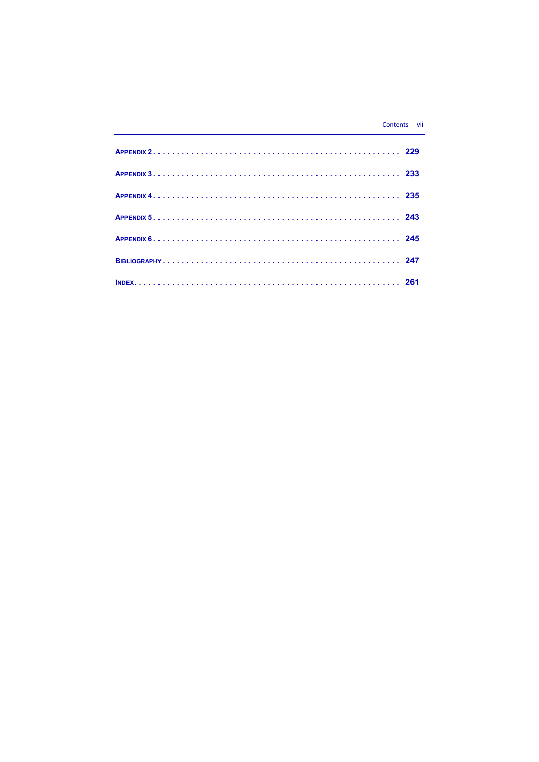Appendix 2 . . . . . . . . . . . . . . . . . . . . . . . . . . . . . . . . . . . . . . . . . . . . . . . . . . 229

Appendix 3 . . . . . . . . . . . . . . . . . . . . . . . . . . . . . . . . . . . . . . . . . . . . . . . . . . 233

Appendix 4 . . . . . . . . . . . . . . . . . . . . . . . . . . . . . . . . . . . . . . . . . . . . . . . . . . 235

Appendix 5 . . . . . . . . . . . . . . . . . . . . . . . . . . . . . . . . . . . . . . . . . . . . . . . . . . 243

Appendix 6 . . . . . . . . . . . . . . . . . . . . . . . . . . . . . . . . . . . . . . . . . . . . . . . . . . 245

Bibliography . . . . . . . . . . . . . . . . . . . . . . . . . . . . . . . . . . . . . . . . . . . . . . . . 247

Index. . . . . . . . . . . . . . . . . . . . . . . . . . . . . . . . . . . . . . . . . . . . . . . . . . . . . . 261